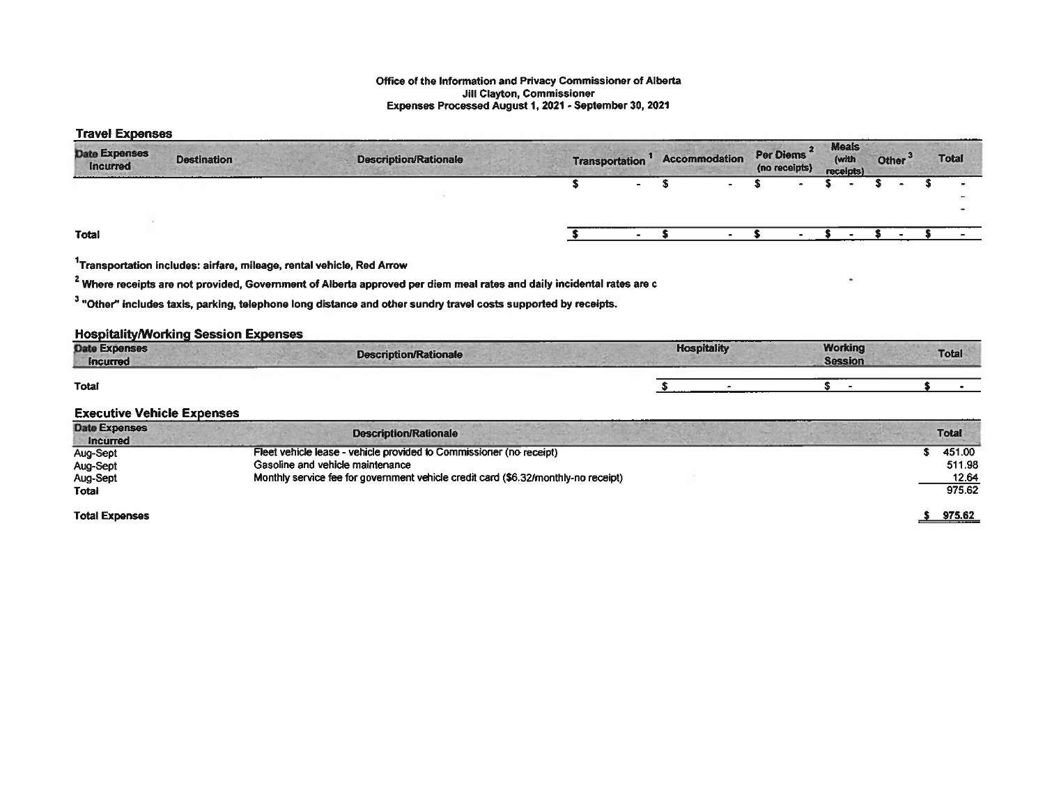**Office of the Information and Privacy Commissioner of Alberta**
**Jill Clayton, Commissioner**
**Expenses Processed August 1, 2021 - September 30, 2021**

## Travel Expenses

| Date Expenses Incurred | Destination | Description/Rationale | Transportation [1] | Accommodation | Per Diems [2] (no receipts) | Meals (with receipts) | Other [3] | Total |
|---|---|---|---|---|---|---|---|---|
| | | | $ - | $ - | $ - | $ - | $ - | $ - |
| | | | | | | | | - |
| | | | | | | | | - |
| **Total** | | | $ - | $ - | $ - | $ - | $ - | $ - |

[1]Transportation includes: airfare, mileage, rental vehicle, Red Arrow

[2] Where receipts are not provided, Government of Alberta approved per diem meal rates and daily incidental rates are c

[3] "Other" includes taxis, parking, telephone long distance and other sundry travel costs supported by receipts.

## Hospitality/Working Session Expenses

| Date Expenses Incurred | Description/Rationale | Hospitality | Working Session | Total |
|---|---|---|---|---|
| **Total** | | $ - | $ - | $ - |

## Executive Vehicle Expenses

| Date Expenses Incurred | Description/Rationale | Total |
|---|---|---|
| Aug-Sept | Fleet vehicle lease - vehicle provided to Commissioner (no receipt) | $ 451.00 |
| Aug-Sept | Gasoline and vehicle maintenance | 511.98 |
| Aug-Sept | Monthly service fee for government vehicle credit card ($6.32/monthly-no receipt) | 12.64 |
| **Total** | | 975.62 |

| | |
|---|---|
| **Total Expenses** | $ 975.62 |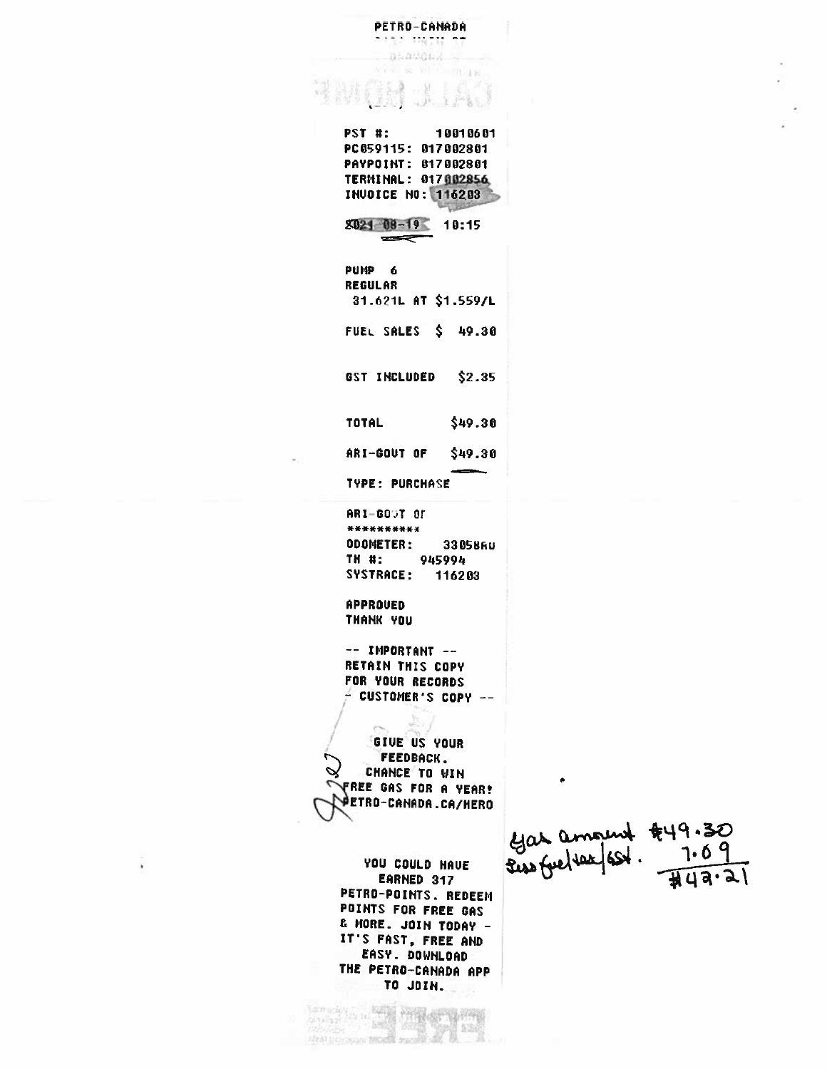PETRO-CANADA

PST #: 10010601
PC059115: 017002801
PAYPOINT: 017002801
TERMINAL: 017002856
INVOICE NO: 116203

2021-08-19 10:15

PUMP 6
REGULAR
31.621L AT $1.559/L

FUEL SALES $ 49.30

GST INCLUDED $2.35

TOTAL $49.30

ARI-GOVT OF $49.30

TYPE: PURCHASE

ARI-GOVT OF
**********
ODOMETER: 33058AU
TH #: 945994
SYSTRACE: 116203

APPROVED
THANK YOU

-- IMPORTANT --
RETAIN THIS COPY
FOR YOUR RECORDS
-- CUSTOMER'S COPY --

GIVE US YOUR
FEEDBACK.
CHANCE TO WIN
FREE GAS FOR A YEAR!
PETRO-CANADA.CA/HERO

YOU COULD HAVE
EARNED 317
PETRO-POINTS. REDEEM
POINTS FOR FREE GAS
& MORE. JOIN TODAY -
IT'S FAST, FREE AND
EASY. DOWNLOAD
THE PETRO-CANADA APP
TO JOIN.

Gas amount $49.30
Less fuel tax/GST. 7.09
$42.21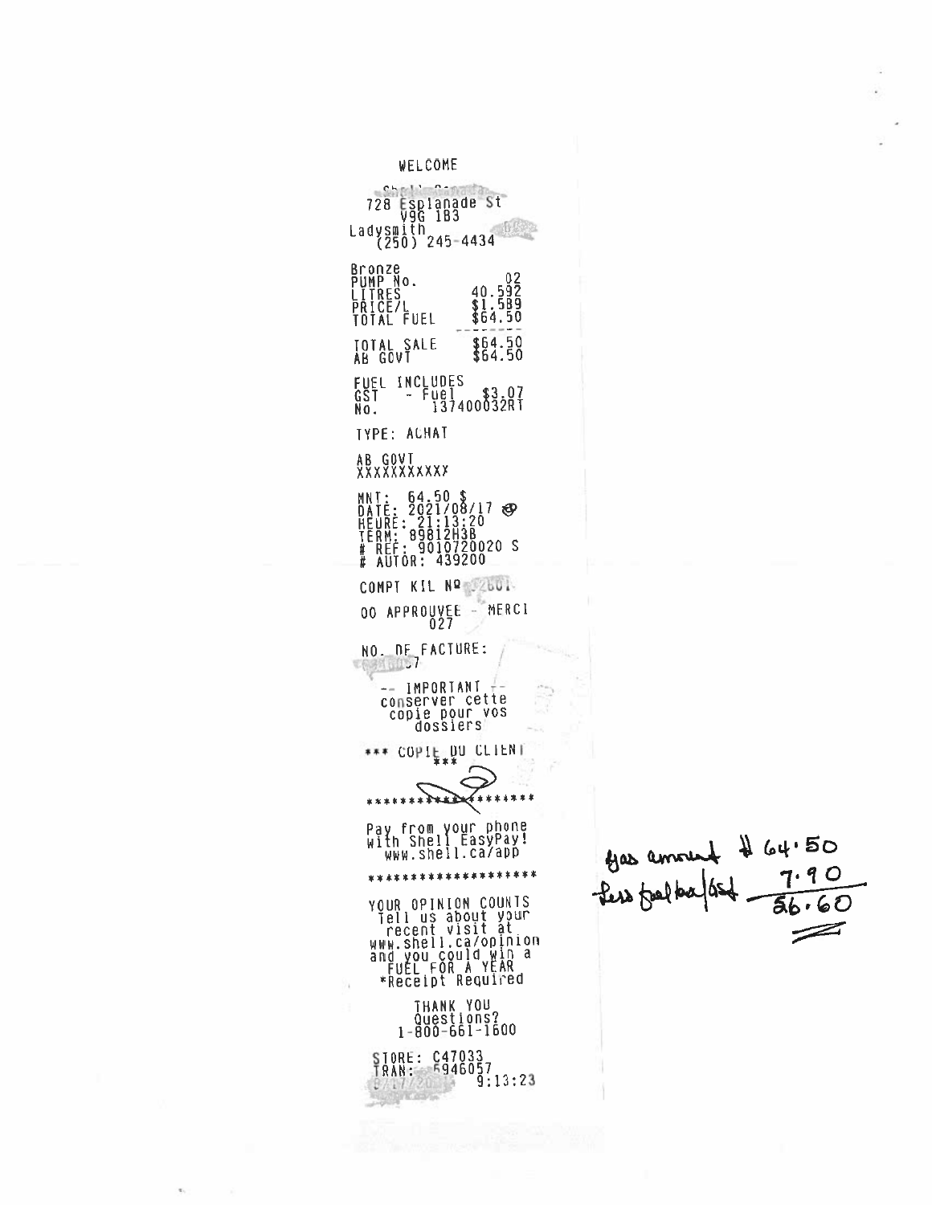WELCOME

728 Esplanade St
V9G 1B3
Ladysmith
(250) 245-4434

| | |
|---|---|
| Bronze | |
| PUMP No. | 02 |
| LITRES | 40.592 |
| PRICE/L | $1.589 |
| TOTAL FUEL | $64.50 |
| TOTAL SALE | $64.50 |
| AB GOVT | $64.50 |

FUEL INCLUDES
GST - Fuel $3.07
No. 137400032RT

TYPE: ACHAT

AB GOVT
XXXXXXXXXXX

MNT: 64.50 $
DATE: 2021/08/17
HEURE: 21:13:20
TERM: 89812H3B
# REF: 9010720020 S
# AUTOR: 439200

COMPT KIL Nº

00 APPROUVEE - MERCI
027

NO. DE FACTURE:

-- IMPORTANT --
conserver cette
copie pour vos
dossiers

*** COPIE DU CLIENT
***

********************

Pay from your phone
with Shell EasyPay!
www.shell.ca/app

********************

YOUR OPINION COUNTS
Tell us about your
recent visit at
www.shell.ca/opinion
and you could win a
FUEL FOR A YEAR
*Receipt Required

THANK YOU
Questions?
1-800-661-1600

STORE: C47033
TRAN: 5946057
9:13:23

Gas amount $ 64.50
Less fuel tax/GST 7.90
56.60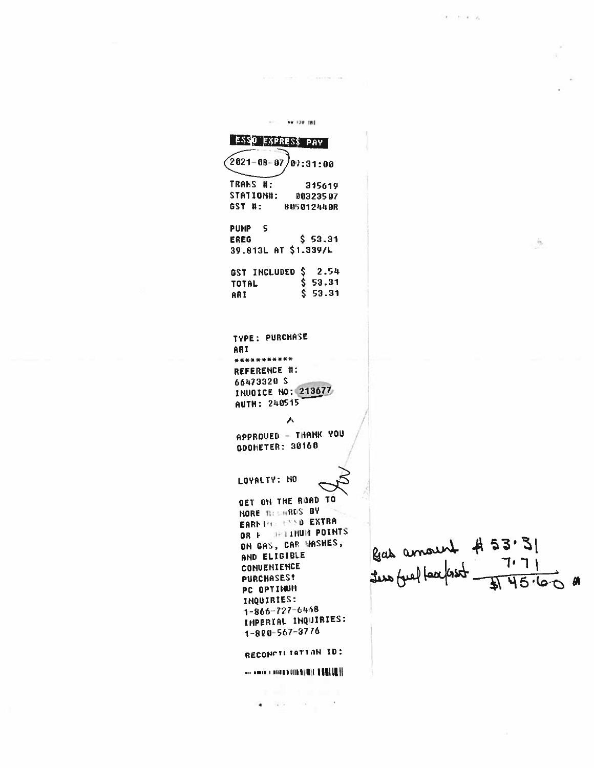ESSO EXPRESS PAY

2021-08-07 07:31:00

TRANS #: 315619
STATION#: 00323507
GST #: 805012440R

PUMP 5
EREG $ 53.31
39.813L AT $1.339/L

GST INCLUDED $ 2.54
TOTAL $ 53.31
ARI $ 53.31

TYPE: PURCHASE
ARI
************
REFERENCE #:
66473320 S
INVOICE NO: 213677
AUTH: 240515

APPROVED - THANK YOU
ODOMETER: 30160

LOYALTY: NO

GET ON THE ROAD TO
MORE REWARDS BY
EARNING ESSO EXTRA
OR PC OPTIMUM POINTS
ON GAS, CAR WASHES,
AND ELIGIBLE
CONVENIENCE
PURCHASES!
PC OPTIMUM
INQUIRIES:
1-866-727-6458
IMPERIAL INQUIRIES:
1-800-567-3776

RECONCILIATION ID:

Gas amount $53.31
Less fuel tax/GST 7.71
$45.60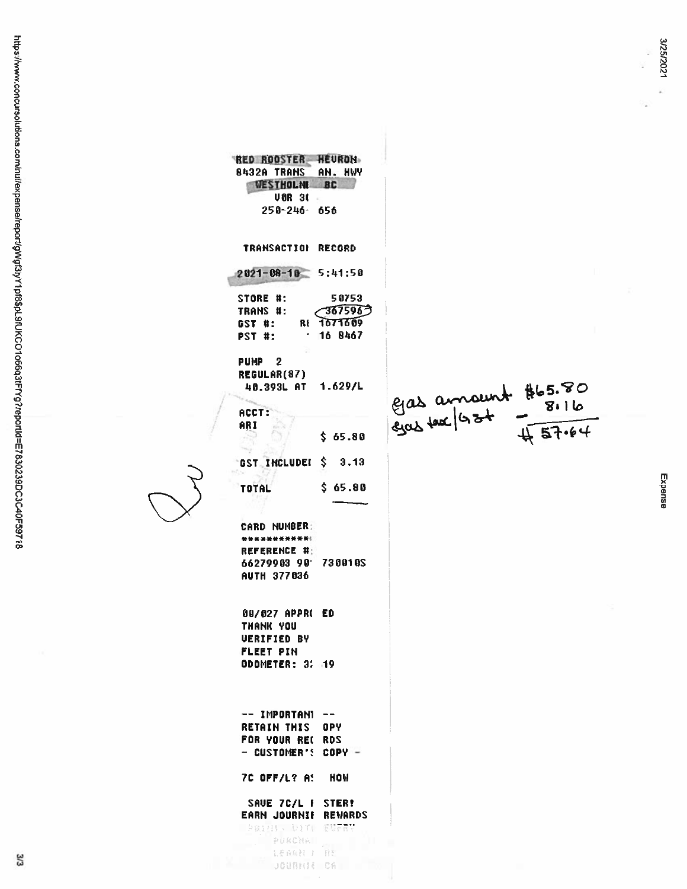RED ROOSTER HEVRON
8432A TRANS AN. HWY
WESTHOLM BC
V0R 3(
250-246- 656

TRANSACTIO RECORD

2021-08-10 5:41:50

STORE #: 50753
TRANS #: 367596
GST #: R 1671609
PST #: 16 8467

PUMP 2
REGULAR(87)
40.393L AT 1.629/L

ACCT:
ARI
$ 65.80

GST INCLUDE $ 3.13

TOTAL $ 65.80

CARD NUMBER:
************
REFERENCE #:
66279903 90 730010S
AUTH 377036

00/027 APPR ED
THANK YOU
VERIFIED BY
FLEET PIN
ODOMETER: 3 19

-- IMPORTAN --
RETAIN THIS OPY
FOR YOUR RE RDS
- CUSTOMER' COPY -

7C OFF/L? A HOW

SAVE 7C/L STER!
EARN JOURNI REWARDS
POINT WIT EVERY
PURCHA
LEARN RE
JOURNI CA

gas amount $65.80
gas tax/GST - 8.16
$57.64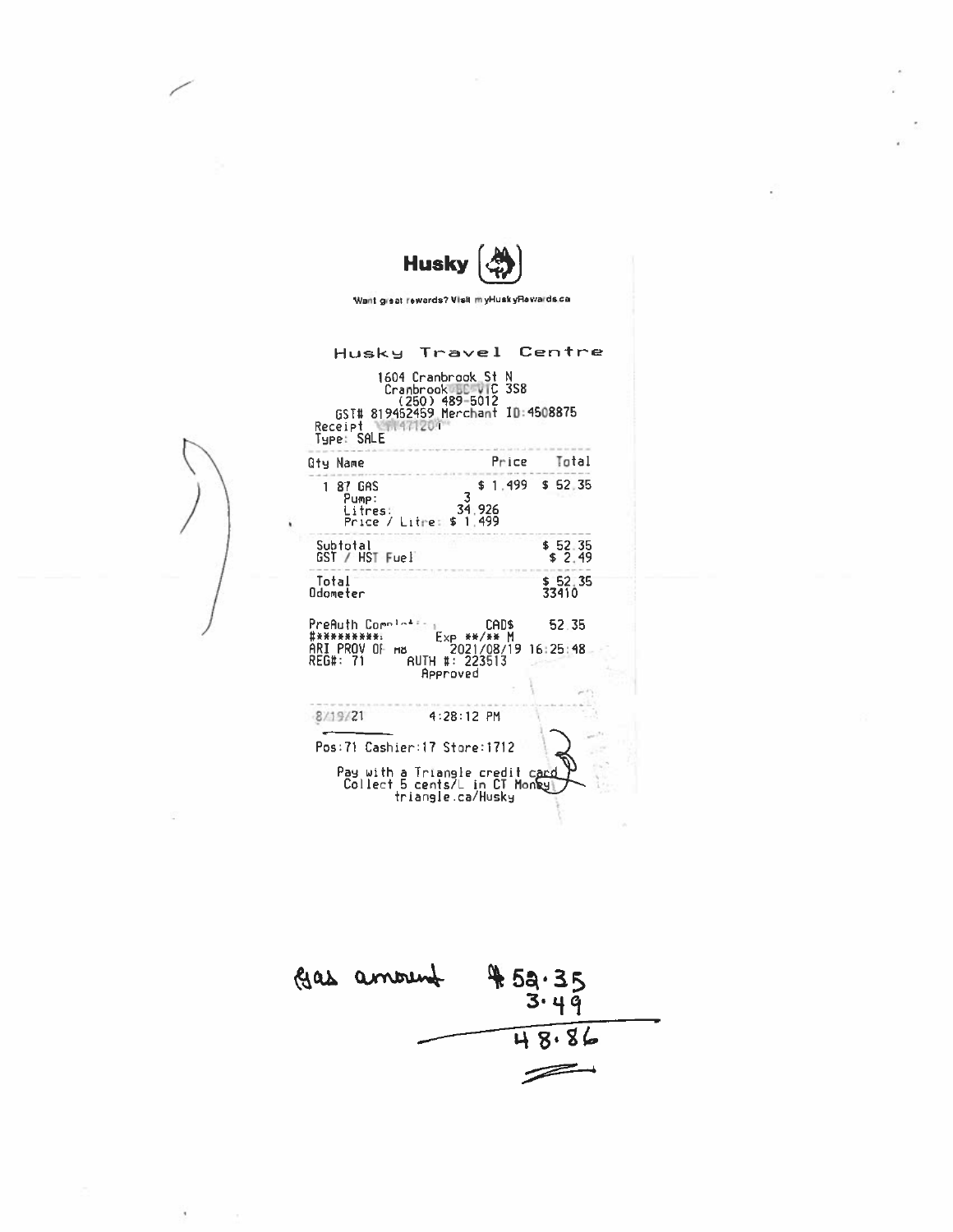**Husky**

Want great rewards? Visit myHuskyRewards.ca

## Husky Travel Centre

1604 Cranbrook St N
Cranbrook BC V1C 3S8
(250) 489-5012
GST# 819452459 Merchant ID:4508875
Receipt 1471204
Type: SALE

| Qty Name | Price | Total |
|---|---|---|
| 1 87 GAS | $ 1.499 | $ 52.35 |
| Pump: | 3 | |
| Litres: | 34.926 | |
| Price / Litre: $ 1.499 | | |
| Subtotal | | $ 52.35 |
| GST / HST Fuel | | $ 2.49 |
| Total | | $ 52.35 |
| Odometer | | 33410 |

PreAuth Complete CAD$ 52.35
########## Exp **/** M
ARI PROV OF MB 2021/08/19 16:25:48
REG#: 71 AUTH #: 223513
Approved

8/19/21 4:28:12 PM

Pos:71 Cashier:17 Store:1712

Pay with a Triangle credit card
Collect 5 cents/L in CT Money
triangle.ca/Husky

Gas amount $52.35
3.49
48.86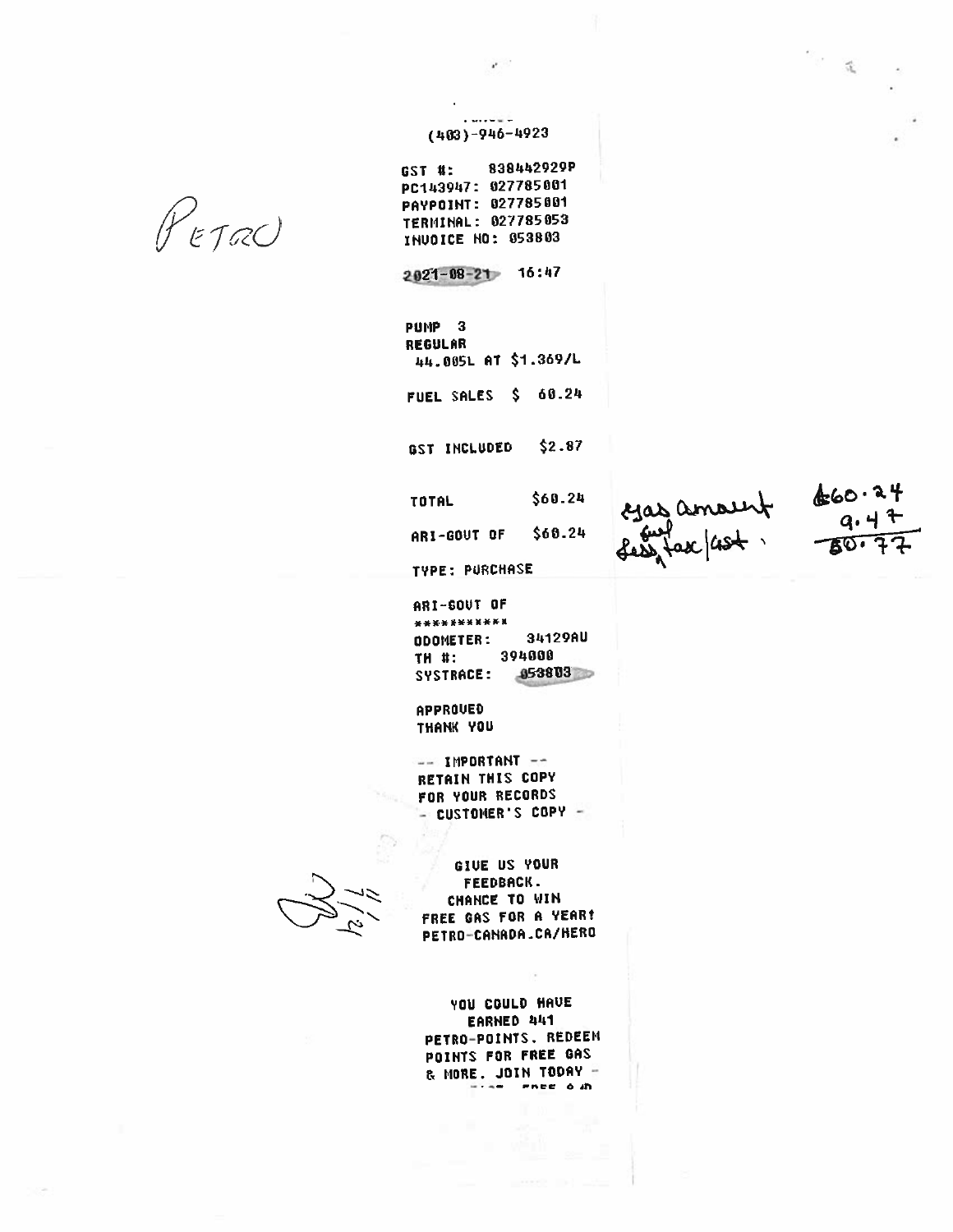PETRO

(403)-946-4923

GST #: 838442929P
PC143947: 027785001
PAYPOINT: 027785001
TERMINAL: 027785053
INVOICE NO: 053803

2021-08-21 16:47

PUMP 3
REGULAR
44.005L AT $1.369/L

FUEL SALES $ 60.24

GST INCLUDED $2.87

TOTAL $60.24

ARI-GOVT OF $60.24

TYPE: PURCHASE

ARI-GOVT OF
***********
ODOMETER: 34129AU
TM #: 394000
SYSTRACE: 053803

APPROVED
THANK YOU

-- IMPORTANT --
RETAIN THIS COPY
FOR YOUR RECORDS
- CUSTOMER'S COPY -

GIVE US YOUR
FEEDBACK.
CHANCE TO WIN
FREE GAS FOR A YEAR!
PETRO-CANADA.CA/HERO

YOU COULD HAVE
EARNED 441
PETRO-POINTS. REDEEM
POINTS FOR FREE GAS
& MORE. JOIN TODAY -

gas amount $60.24
less fuel tax/GST 9.47
50.77

12/1/21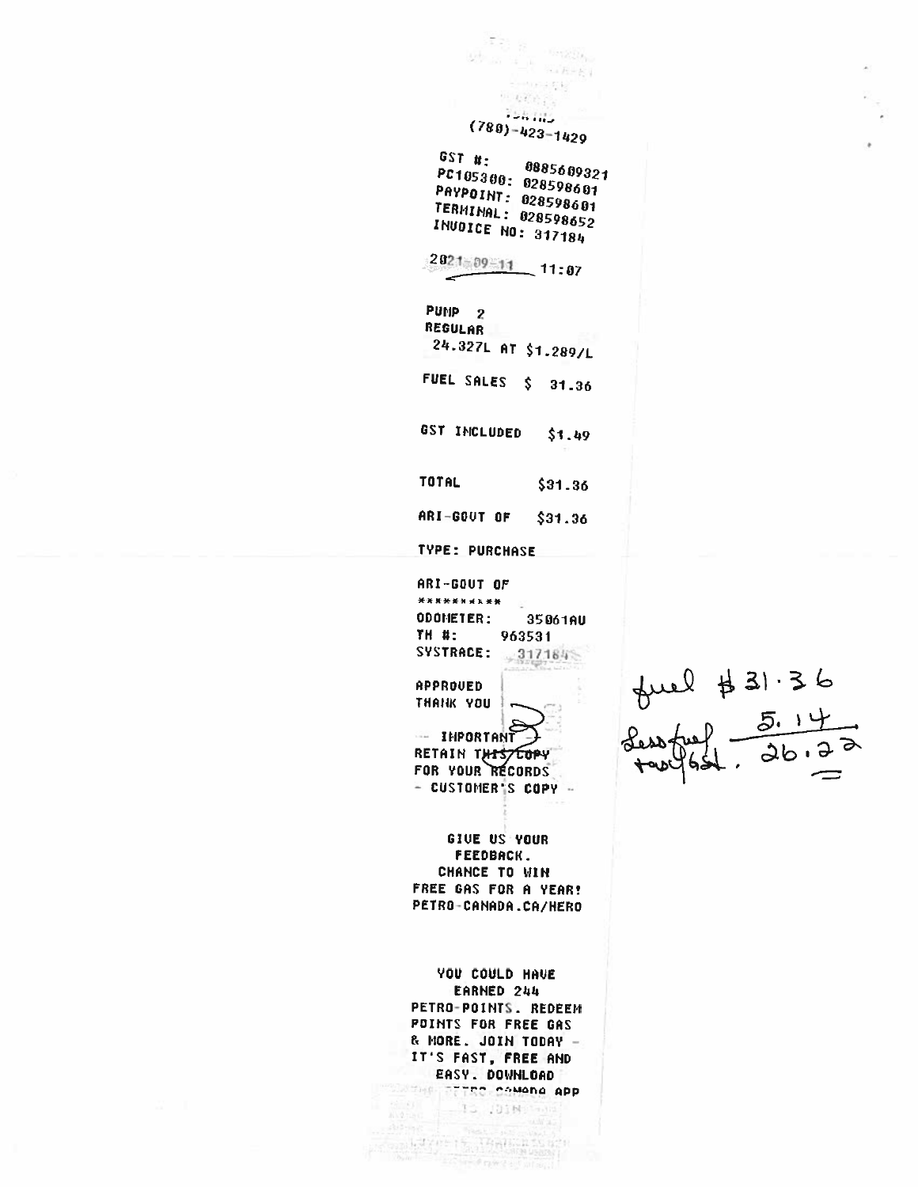(780)-423-1429

GST #: 0885609321
PC105300: 028598601
PAYPOINT: 028598601
TERMINAL: 028598652
INVOICE NO: 317184

2021-09-11 11:07

PUMP 2
REGULAR
24.327L AT $1.289/L

FUEL SALES $ 31.36

GST INCLUDED $1.49

TOTAL $31.36

ARI-GOVT OF $31.36

TYPE: PURCHASE

ARI-GOVT OF
**********
ODOMETER: 35061AU
TM #: 963531
SYSTRACE: 317184

APPROVED
THANK YOU

-- IMPORTANT --
RETAIN THIS COPY
FOR YOUR RECORDS
- CUSTOMER'S COPY -

GIVE US YOUR
FEEDBACK.
CHANCE TO WIN
FREE GAS FOR A YEAR!
PETRO-CANADA.CA/HERO

YOU COULD HAVE
EARNED 244
PETRO-POINTS. REDEEM
POINTS FOR FREE GAS
& MORE. JOIN TODAY -
IT'S FAST, FREE AND
EASY. DOWNLOAD
THE PETRO-CANADA APP

fuel $31.36
Less fuel tax/GST 5.14
26.22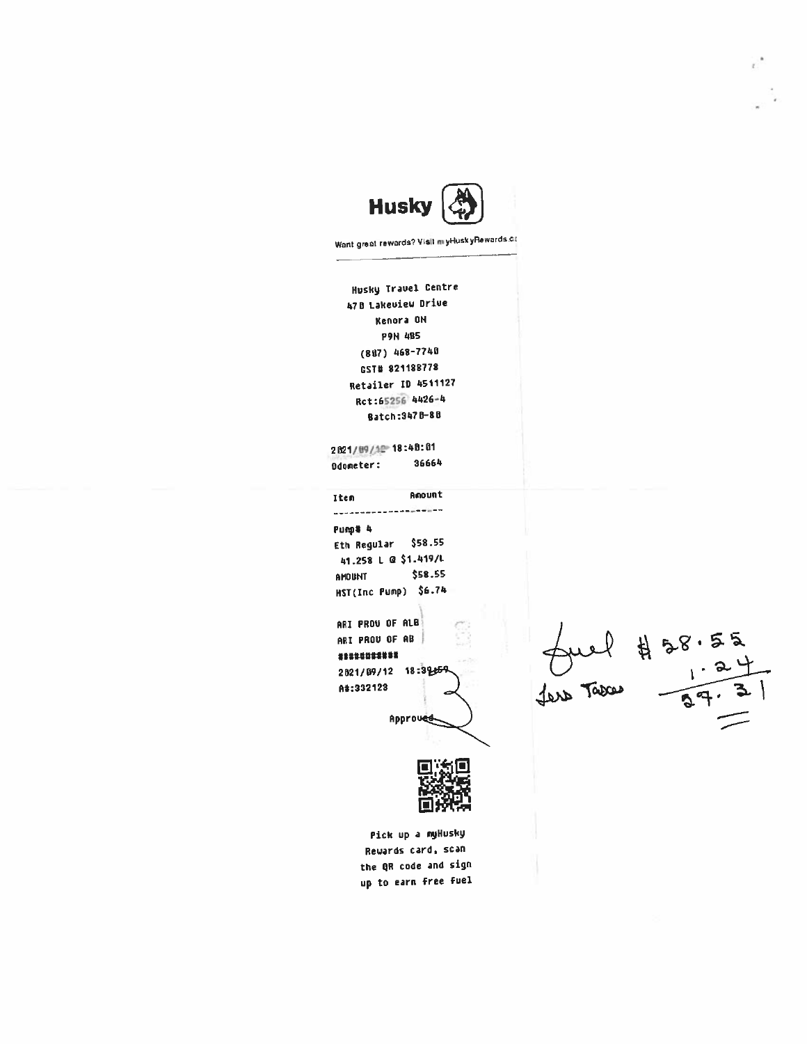**Husky**

Want great rewards? Visit myHuskyRewards.ca

Husky Travel Centre
470 Lakeview Drive
Kenora ON
P9N 4B5
(807) 468-7740
GST# 821188778
Retailer ID 4511127
Rct:65256 4426-4
Batch:3470-80

2021/09/12 18:40:01
Odometer: 36664

| Item | Amount |
| --- | --- |
| Pump# 4 | |
| Eth Regular | $58.55 |
| 41.258 L @ $1.419/L | |
| AMOUNT | $58.55 |
| HST(Inc Pump) | $6.74 |

ARI PROV OF ALB
ARI PROV OF AB
###########
2021/09/12 18:39:59
A#:332128

Approved

Pick up a myHusky Rewards card, scan the QR code and sign up to earn free fuel

Fuel $58.55
Less Taxes 1.24
57.31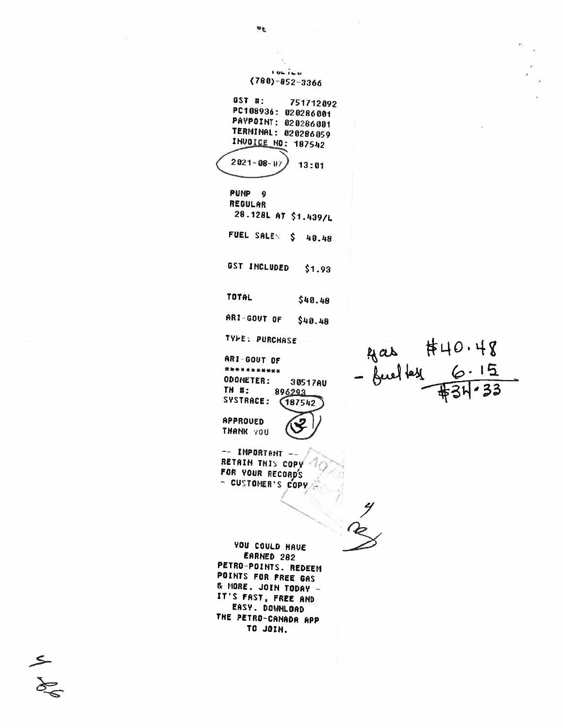(780)-852-3366

GST #: 751712892
PC108936: 020286001
PAYPOINT: 020286001
TERMINAL: 020286059
INVOICE NO: 187542

2021-08-07 13:01

PUMP 9
REGULAR
28.128L AT $1.439/L

FUEL SALES $ 40.48

GST INCLUDED $1.93

TOTAL $40.48

ARI-GOVT OF $40.48

TYPE: PURCHASE

ARI-GOVT OF
***********
ODOMETER: 30517AU
TH #: 896293
SYSTRACE: 187542

APPROVED
THANK YOU

-- IMPORTANT --
RETAIN THIS COPY
FOR YOUR RECORDS
- CUSTOMER'S COPY -

YOU COULD HAVE
EARNED 282
PETRO-POINTS. REDEEM
POINTS FOR FREE GAS
& MORE. JOIN TODAY -
IT'S FAST, FREE AND
EASY. DOWNLOAD
THE PETRO-CANADA APP
TO JOIN.

gas $40.48
- fuel tax 6.15
$34.33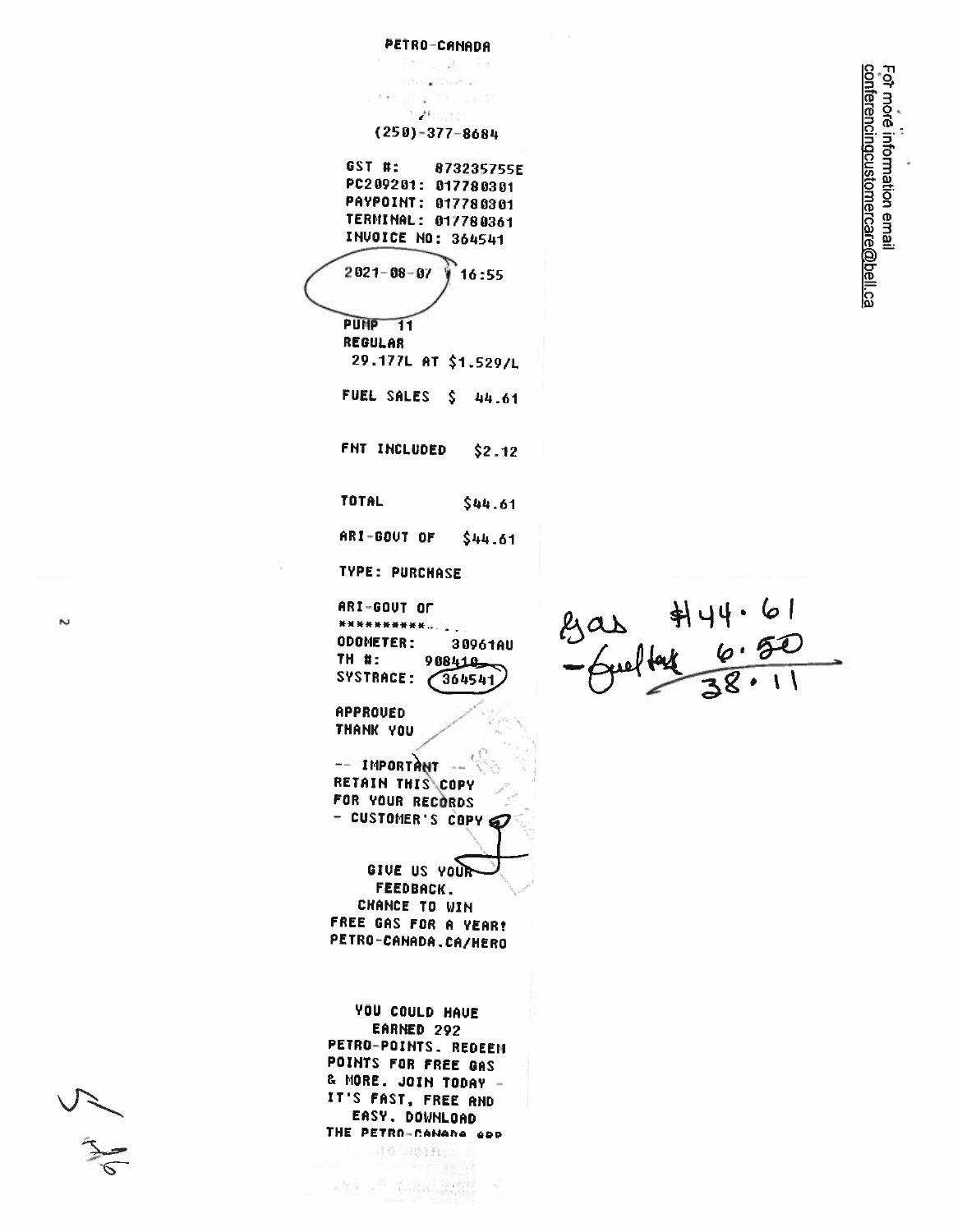PETRO-CANADA

(250)-377-8684

GST #: 873235755E
PC209201: 017780301
PAYPOINT: 017780301
TERMINAL: 017780361
INVOICE NO: 364541

2021-08-07 16:55

PUMP 11
REGULAR
29.177L AT $1.529/L

FUEL SALES $ 44.61

FNT INCLUDED $2.12

TOTAL $44.61

ARI-GOVT OF $44.61

TYPE: PURCHASE

ARI-GOVT OF
**********....
ODOMETER: 30961AU
TH #: 908410
SYSTRACE: 364541

APPROVED
THANK YOU

-- IMPORTANT --
RETAIN THIS COPY
FOR YOUR RECORDS
- CUSTOMER'S COPY

GIVE US YOUR
FEEDBACK.
CHANCE TO WIN
FREE GAS FOR A YEAR!
PETRO-CANADA.CA/HERO

YOU COULD HAVE
EARNED 292
PETRO-POINTS. REDEEM
POINTS FOR FREE GAS
& MORE. JOIN TODAY -
IT'S FAST, FREE AND
EASY. DOWNLOAD
THE PETRO-CANADA APP

Gas $44.61
-fuel tax 6.50
38.11

For more information email conferencingcustomercare@bell.ca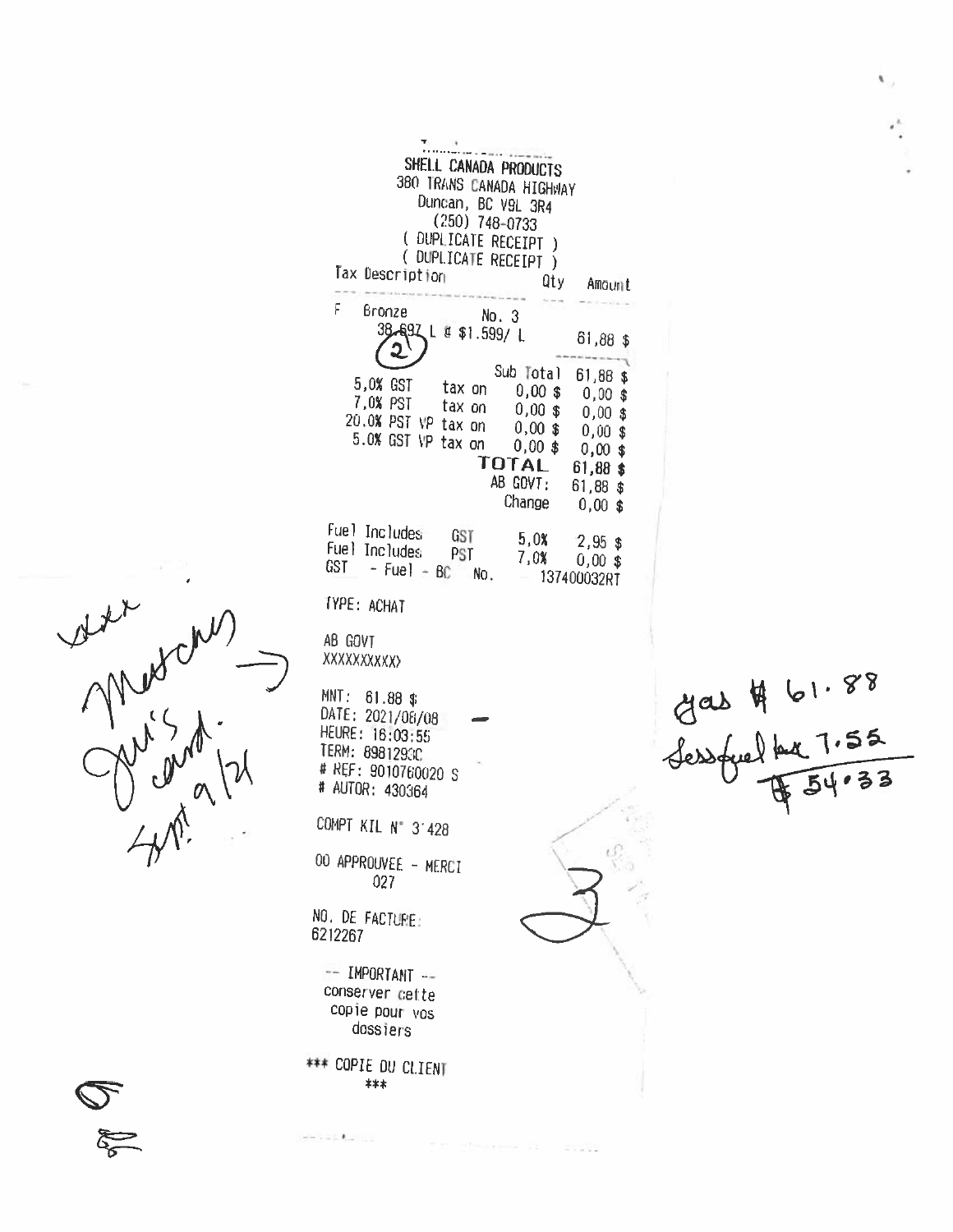SHELL CANADA PRODUCTS
380 TRANS CANADA HIGHWAY
Duncan, BC V9L 3R4
(250) 748-0733
( DUPLICATE RECEIPT )
( DUPLICATE RECEIPT )

| Tax Description | | Qty | Amount |
|---|---|---|---|
| F Bronze | No. 3 | | |
| 38.697 L @ $1.599/ L | | | 61,88 $ |
| | | Sub Total | 61,88 $ |
| 5,0% GST | tax on | 0,00 $ | 0,00 $ |
| 7,0% PST | tax on | 0,00 $ | 0,00 $ |
| 20.0% PST VP | tax on | 0,00 $ | 0,00 $ |
| 5.0% GST VP | tax on | 0,00 $ | 0,00 $ |
| | | TOTAL | 61,88 $ |
| | | AB GOVT: | 61,88 $ |
| | | Change | 0,00 $ |

| | | | |
|---|---|---|---|
| Fuel Includes | GST | 5,0% | 2,95 $ |
| Fuel Includes | PST | 7,0% | 0,00 $ |
| GST - Fuel - BC | No. | | 137400032RT |

TYPE: ACHAT

AB GOVT
XXXXXXXXXX>

MNT: 61.88 $
DATE: 2021/08/08
HEURE: 16:03:55
TERM: 8981293C
# REF: 9010760020 S
# AUTOR: 430364

COMPT KIL N° 3'428

00 APPROUVEE - MERCI
027

NO. DE FACTURE:
6212267

-- IMPORTANT --
conserver cette
copie pour vos
dossiers

*** COPIE DU CLIENT
***

xxx Matches Jun's card. Sept 9/21

gas $ 61.88
Less fuel tax 7.55
$ 54.33

2

3